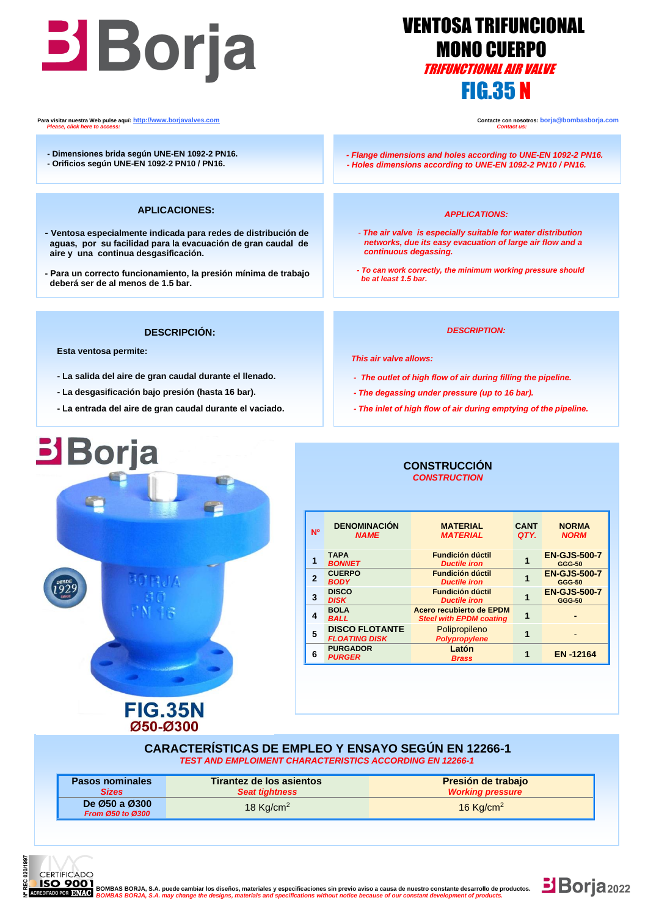# VENTOSA TRIFUNCIONAL MONO CUERPO

## *TRIFUNCTIONAL AIR VALVE*

## FIG.35 N

Para visitar nuestra Web pulse aquí: http://www.borjavalves.com
*Please, click here to access:*

Contacte con nosotros: borja@bombasborja.com
*Contact us:*

- Dimensiones brida según UNE-EN 1092-2 PN16.
- Orificios según UNE-EN 1092-2 PN10 / PN16.

*- Flange dimensions and holes according to UNE-EN 1092-2 PN16.*
*- Holes dimensions according to UNE-EN 1092-2 PN10 / PN16.*

### APLICACIONES:

- Ventosa especialmente indicada para redes de distribución de aguas, por su facilidad para la evacuación de gran caudal de aire y una continua desgasificación.
- Para un correcto funcionamiento, la presión mínima de trabajo deberá ser de al menos de 1.5 bar.

### *APPLICATIONS:*

- *The air valve is especially suitable for water distribution networks, due its easy evacuation of large air flow and a continuous degassing.*
- *To can work correctly, the minimum working pressure should be at least 1.5 bar.*

### DESCRIPCIÓN:

Esta ventosa permite:

- La salida del aire de gran caudal durante el llenado.
- La desgasificación bajo presión (hasta 16 bar).
- La entrada del aire de gran caudal durante el vaciado.

### *DESCRIPTION:*

*This air valve allows:*

- *The outlet of high flow of air during filling the pipeline.*
- *The degassing under pressure (up to 16 bar).*
- *The inlet of high flow of air during emptying of the pipeline.*

**FIG.35N**
**Ø50-Ø300**

### CONSTRUCCIÓN
*CONSTRUCTION*

| Nº | DENOMINACIÓN *NAME* | MATERIAL *MATERIAL* | CANT *QTY.* | NORMA *NORM* |
|---|---|---|---|---|
| 1 | TAPA *BONNET* | Fundición dúctil *Ductile iron* | 1 | EN-GJS-500-7 GGG-50 |
| 2 | CUERPO *BODY* | Fundición dúctil *Ductile iron* | 1 | EN-GJS-500-7 GGG-50 |
| 3 | DISCO *DISK* | Fundición dúctil *Ductile iron* | 1 | EN-GJS-500-7 GGG-50 |
| 4 | BOLA *BALL* | Acero recubierto de EPDM *Steel with EPDM coating* | 1 | - |
| 5 | DISCO FLOTANTE *FLOATING DISK* | Polipropileno *Polypropylene* | 1 | - |
| 6 | PURGADOR *PURGER* | Latón *Brass* | 1 | EN -12164 |

### CARACTERÍSTICAS DE EMPLEO Y ENSAYO SEGÚN EN 12266-1
*TEST AND EMPLOIMENT CHARACTERISTICS ACCORDING EN 12266-1*

| Pasos nominales *Sizes* | Tirantez de los asientos *Seat tightness* | Presión de trabajo *Working pressure* |
|---|---|---|
| De Ø50 a Ø300 *From Ø50 to Ø300* | 18 Kg/cm$^2$ | 16 Kg/cm$^2$ |

Nº REC 020/1997 CERTIFICADO ISO 9001 ACREDITADO POR ENAC

BOMBAS BORJA, S.A. puede cambiar los diseños, materiales y especificaciones sin previo aviso a causa de nuestro constante desarrollo de productos.
*BOMBAS BORJA, S.A. may change the designs, materials and specifications without notice because of our constant development of products.*

Borja 2022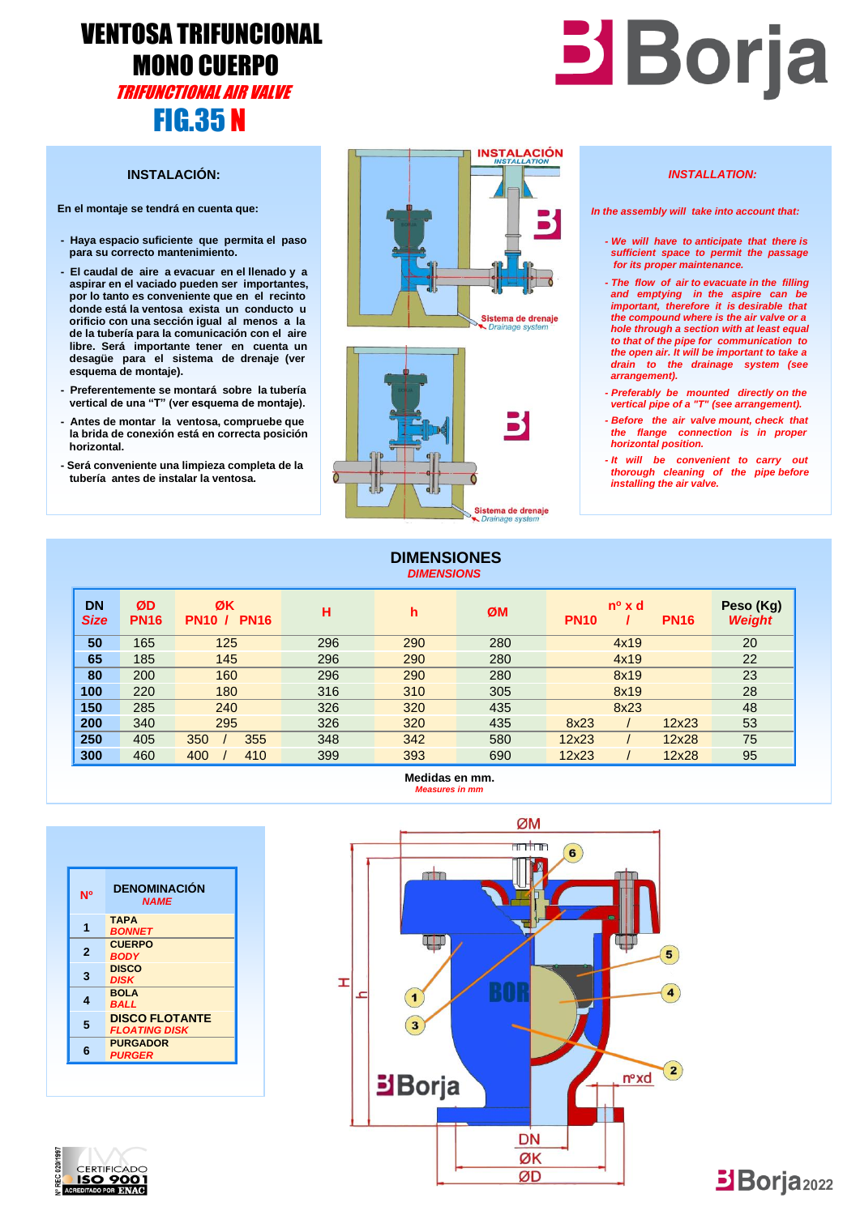# VENTOSA TRIFUNCIONAL MONO CUERPO

*TRIFUNCTIONAL AIR VALVE*

## FIG.35 N

### INSTALACIÓN:

En el montaje se tendrá en cuenta que:

- Haya espacio suficiente que permita el paso para su correcto mantenimiento.
- El caudal de aire a evacuar en el llenado y a aspirar en el vaciado pueden ser importantes, por lo tanto es conveniente que en el recinto donde está la ventosa exista un conducto u orificio con una sección igual al menos a la de la tubería para la comunicación con el aire libre. Será importante tener en cuenta un desagüe para el sistema de drenaje (ver esquema de montaje).
- Preferentemente se montará sobre la tubería vertical de una "T" (ver esquema de montaje).
- Antes de montar la ventosa, compruebe que la brida de conexión está en correcta posición horizontal.
- Será conveniente una limpieza completa de la tubería antes de montar la ventosa.

INSTALACIÓN
*INSTALLATION*

Sistema de drenaje
*Drainage system*

Sistema de drenaje
*Drainage system*

### *INSTALLATION:*

*In the assembly will take into account that:*

- *We will have to anticipate that there is sufficient space to permit the passage for its proper maintenance.*
- *The flow of air to evacuate in the filling and emptying in the aspire can be important, therefore it is desirable that the compound where is the air valve or a hole through a section with at least equal to that of the pipe for communication to the open air. It will be important to take a drain to the drainage system (see arrangement).*
- *Preferably be mounted directly on the vertical pipe of a "T" (see arrangement).*
- *Before the air valve mount, check that the flange connection is in proper horizontal position.*
- *It will be convenient to carry out thorough cleaning of the pipe before installing the air valve.*

## DIMENSIONES
*DIMENSIONS*

| DN *Size* | ØD PN16 | ØK PN10 / PN16 | H | h | ØM | nº x d PN10 / PN16 | Peso (Kg) *Weight* |
|---|---|---|---|---|---|---|---|
| 50 | 165 | 125 | 296 | 290 | 280 | 4x19 | 20 |
| 65 | 185 | 145 | 296 | 290 | 280 | 4x19 | 22 |
| 80 | 200 | 160 | 296 | 290 | 280 | 8x19 | 23 |
| 100 | 220 | 180 | 316 | 310 | 305 | 8x19 | 28 |
| 150 | 285 | 240 | 326 | 320 | 435 | 8x23 | 48 |
| 200 | 340 | 295 | 326 | 320 | 435 | 8x23 / 12x23 | 53 |
| 250 | 405 | 350 / 355 | 348 | 342 | 580 | 12x23 / 12x28 | 75 |
| 300 | 460 | 400 / 410 | 399 | 393 | 690 | 12x23 / 12x28 | 95 |

Medidas en mm.
*Measures in mm*

| Nº | DENOMINACIÓN *NAME* |
|---|---|
| 1 | TAPA *BONNET* |
| 2 | CUERPO *BODY* |
| 3 | DISCO *DISK* |
| 4 | BOLA *BALL* |
| 5 | DISCO FLOTANTE *FLOATING DISK* |
| 6 | PURGADOR *PURGER* |

ØM
H
h
nºxd
DN
ØK
ØD

CERTIFICADO ISO 9001